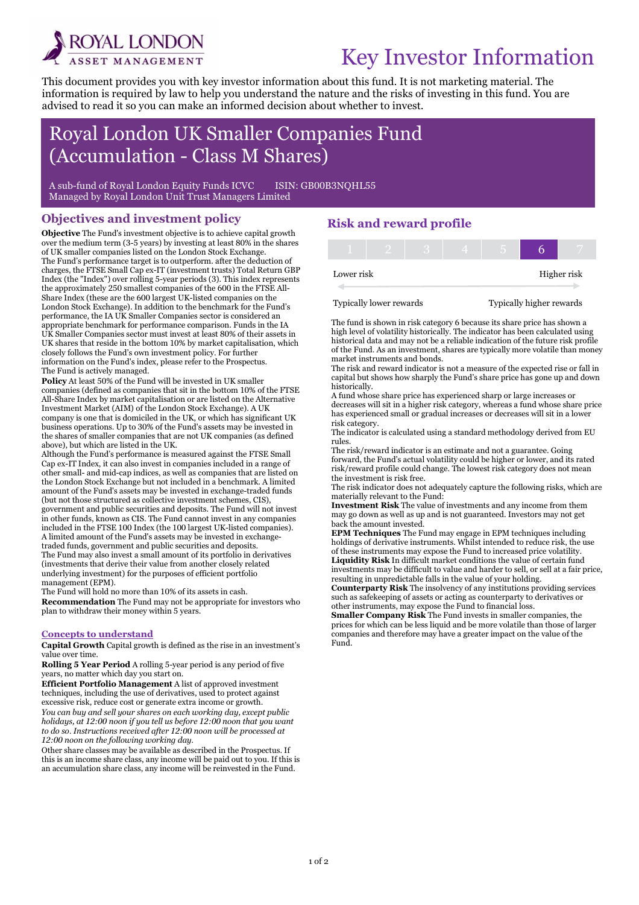ROYAL LONDON ASSET MANAGEMENT

# Key Investor Information

This document provides you with key investor information about this fund. It is not marketing material. The information is required by law to help you understand the nature and the risks of investing in this fund. You are advised to read it so you can make an informed decision about whether to invest.

# Royal London UK Smaller Companies Fund (Accumulation - Class M Shares)

A sub-fund of Royal London Equity Funds ICVC ISIN: GB00B3NQHL55
Managed by Royal London Unit Trust Managers Limited

## Objectives and investment policy

**Objective** The Fund's investment objective is to achieve capital growth over the medium term (3-5 years) by investing at least 80% in the shares of UK smaller companies listed on the London Stock Exchange.
The Fund's performance target is to outperform. after the deduction of charges, the FTSE Small Cap ex-IT (investment trusts) Total Return GBP Index (the "Index") over rolling 5-year periods (3). This index represents the approximately 250 smallest companies of the 600 in the FTSE All-Share Index (these are the 600 largest UK-listed companies on the London Stock Exchange). In addition to the benchmark for the Fund's performance, the IA UK Smaller Companies sector is considered an appropriate benchmark for performance comparison. Funds in the IA UK Smaller Companies sector must invest at least 80% of their assets in UK shares that reside in the bottom 10% by market capitalisation, which closely follows the Fund's own investment policy. For further information on the Fund's index, please refer to the Prospectus.
The Fund is actively managed.

**Policy** At least 50% of the Fund will be invested in UK smaller companies (defined as companies that sit in the bottom 10% of the FTSE All-Share Index by market capitalisation or are listed on the Alternative Investment Market (AIM) of the London Stock Exchange). A UK company is one that is domiciled in the UK, or which has significant UK business operations. Up to 30% of the Fund's assets may be invested in the shares of smaller companies that are not UK companies (as defined above), but which are listed in the UK.
Although the Fund's performance is measured against the FTSE Small Cap ex-IT Index, it can also invest in companies included in a range of other small- and mid-cap indices, as well as companies that are listed on the London Stock Exchange but not included in a benchmark. A limited amount of the Fund's assets may be invested in exchange-traded funds (but not those structured as collective investment schemes, CIS), government and public securities and deposits. The Fund will not invest in other funds, known as CIS. The Fund cannot invest in any companies included in the FTSE 100 Index (the 100 largest UK-listed companies).
A limited amount of the Fund's assets may be invested in exchange-traded funds, government and public securities and deposits.
The Fund may also invest a small amount of its portfolio in derivatives (investments that derive their value from another closely related underlying investment) for the purposes of efficient portfolio management (EPM).
The Fund will hold no more than 10% of its assets in cash.

**Recommendation** The Fund may not be appropriate for investors who plan to withdraw their money within 5 years.

### Concepts to understand

**Capital Growth** Capital growth is defined as the rise in an investment's value over time.

**Rolling 5 Year Period** A rolling 5-year period is any period of five years, no matter which day you start on.

**Efficient Portfolio Management** A list of approved investment techniques, including the use of derivatives, used to protect against excessive risk, reduce cost or generate extra income or growth.

*You can buy and sell your shares on each working day, except public holidays, at 12:00 noon if you tell us before 12:00 noon that you want to do so. Instructions received after 12:00 noon will be processed at 12:00 noon on the following working day.*

Other share classes may be available as described in the Prospectus. If this is an income share class, any income will be paid out to you. If this is an accumulation share class, any income will be reinvested in the Fund.

## Risk and reward profile

| 1 | 2 | 3 | 4 | 5 | **6** | 7 |
|---|---|---|---|---|---|---|

Lower risk — Higher risk

Typically lower rewards — Typically higher rewards

The fund is shown in risk category 6 because its share price has shown a high level of volatility historically. The indicator has been calculated using historical data and may not be a reliable indication of the future risk profile of the Fund. As an investment, shares are typically more volatile than money market instruments and bonds.
The risk and reward indicator is not a measure of the expected rise or fall in capital but shows how sharply the Fund's share price has gone up and down historically.
A fund whose share price has experienced sharp or large increases or decreases will sit in a higher risk category, whereas a fund whose share price has experienced small or gradual increases or decreases will sit in a lower risk category.
The indicator is calculated using a standard methodology derived from EU rules.
The risk/reward indicator is an estimate and not a guarantee. Going forward, the Fund's actual volatility could be higher or lower, and its rated risk/reward profile could change. The lowest risk category does not mean the investment is risk free.
The risk indicator does not adequately capture the following risks, which are materially relevant to the Fund:

**Investment Risk** The value of investments and any income from them may go down as well as up and is not guaranteed. Investors may not get back the amount invested.

**EPM Techniques** The Fund may engage in EPM techniques including holdings of derivative instruments. Whilst intended to reduce risk, the use of these instruments may expose the Fund to increased price volatility.

**Liquidity Risk** In difficult market conditions the value of certain fund investments may be difficult to value and harder to sell, or sell at a fair price, resulting in unpredictable falls in the value of your holding.

**Counterparty Risk** The insolvency of any institutions providing services such as safekeeping of assets or acting as counterparty to derivatives or other instruments, may expose the Fund to financial loss.

**Smaller Company Risk** The Fund invests in smaller companies, the prices for which can be less liquid and be more volatile than those of larger companies and therefore may have a greater impact on the value of the Fund.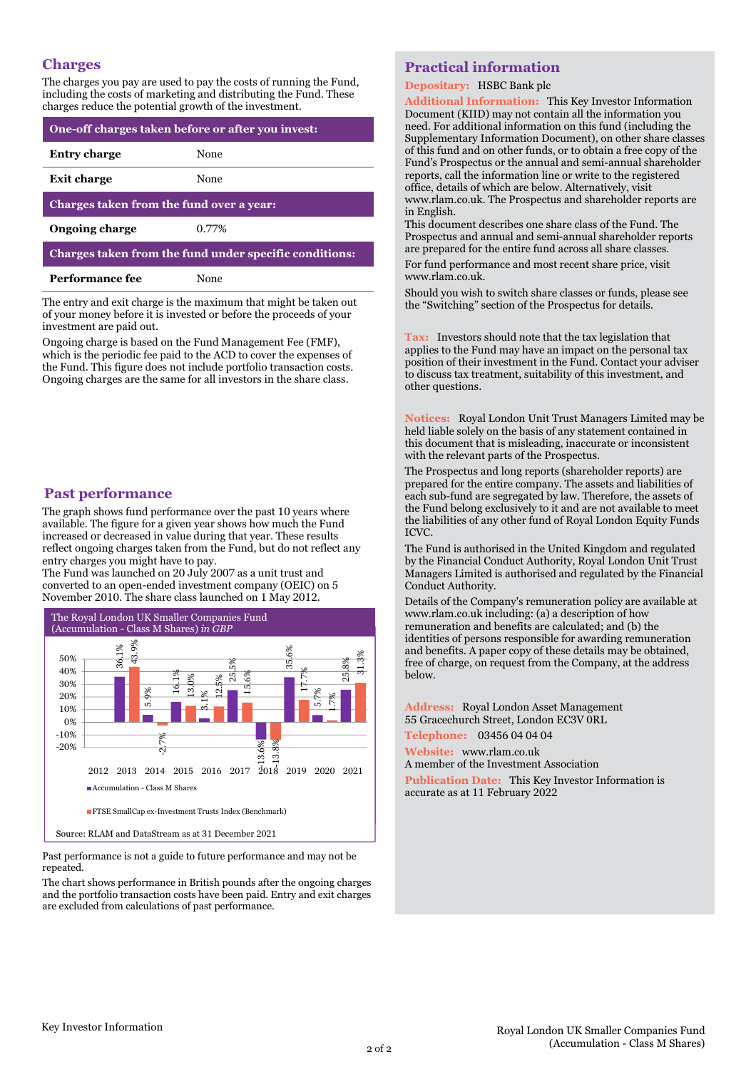## Charges

The charges you pay are used to pay the costs of running the Fund, including the costs of marketing and distributing the Fund. These charges reduce the potential growth of the investment.

| One-off charges taken before or after you invest: | |
|---|---|
| **Entry charge** | None |
| **Exit charge** | None |
| **Charges taken from the fund over a year:** | |
| **Ongoing charge** | 0.77% |
| **Charges taken from the fund under specific conditions:** | |
| **Performance fee** | None |

The entry and exit charge is the maximum that might be taken out of your money before it is invested or before the proceeds of your investment are paid out.

Ongoing charge is based on the Fund Management Fee (FMF), which is the periodic fee paid to the ACD to cover the expenses of the Fund. This figure does not include portfolio transaction costs. Ongoing charges are the same for all investors in the share class.

## Past performance

The graph shows fund performance over the past 10 years where available. The figure for a given year shows how much the Fund increased or decreased in value during that year. These results reflect ongoing charges taken from the Fund, but do not reflect any entry charges you might have to pay.

The Fund was launched on 20 July 2007 as a unit trust and converted to an open-ended investment company (OEIC) on 5 November 2010. The share class launched on 1 May 2012.

The Royal London UK Smaller Companies Fund (Accumulation - Class M Shares) *in GBP*

50%
40%
30%
20%
10%
0%
-10%
-20%

36.1% 43.9% 5.9% -2.7% 16.1% 13.0% 3.1% 12.5% 25.5% 15.6% -13.6% -13.8% 35.6% 17.7% 5.7% 1.7% 25.8% 31.3%

2012 2013 2014 2015 2016 2017 2018 2019 2020 2021

Accumulation - Class M Shares

FTSE SmallCap ex-Investment Trusts Index (Benchmark)

Source: RLAM and DataStream as at 31 December 2021

Past performance is not a guide to future performance and may not be repeated.

The chart shows performance in British pounds after the ongoing charges and the portfolio transaction costs have been paid. Entry and exit charges are excluded from calculations of past performance.

## Practical information

**Depositary:** HSBC Bank plc

**Additional Information:** This Key Investor Information Document (KIID) may not contain all the information you need. For additional information on this fund (including the Supplementary Information Document), on other share classes of this fund and on other funds, or to obtain a free copy of the Fund's Prospectus or the annual and semi-annual shareholder reports, call the information line or write to the registered office, details of which are below. Alternatively, visit www.rlam.co.uk. The Prospectus and shareholder reports are in English.

This document describes one share class of the Fund. The Prospectus and annual and semi-annual shareholder reports are prepared for the entire fund across all share classes.

For fund performance and most recent share price, visit www.rlam.co.uk.

Should you wish to switch share classes or funds, please see the "Switching" section of the Prospectus for details.

**Tax:** Investors should note that the tax legislation that applies to the Fund may have an impact on the personal tax position of their investment in the Fund. Contact your adviser to discuss tax treatment, suitability of this investment, and other questions.

**Notices:** Royal London Unit Trust Managers Limited may be held liable solely on the basis of any statement contained in this document that is misleading, inaccurate or inconsistent with the relevant parts of the Prospectus.

The Prospectus and long reports (shareholder reports) are prepared for the entire company. The assets and liabilities of each sub-fund are segregated by law. Therefore, the assets of the Fund belong exclusively to it and are not available to meet the liabilities of any other fund of Royal London Equity Funds ICVC.

The Fund is authorised in the United Kingdom and regulated by the Financial Conduct Authority, Royal London Unit Trust Managers Limited is authorised and regulated by the Financial Conduct Authority.

Details of the Company's remuneration policy are available at www.rlam.co.uk including: (a) a description of how remuneration and benefits are calculated; and (b) the identities of persons responsible for awarding remuneration and benefits. A paper copy of these details may be obtained, free of charge, on request from the Company, at the address below.

**Address:** Royal London Asset Management
55 Gracechurch Street, London EC3V 0RL

**Telephone:** 03456 04 04 04

**Website:** www.rlam.co.uk
A member of the Investment Association

**Publication Date:** This Key Investor Information is accurate as at 11 February 2022